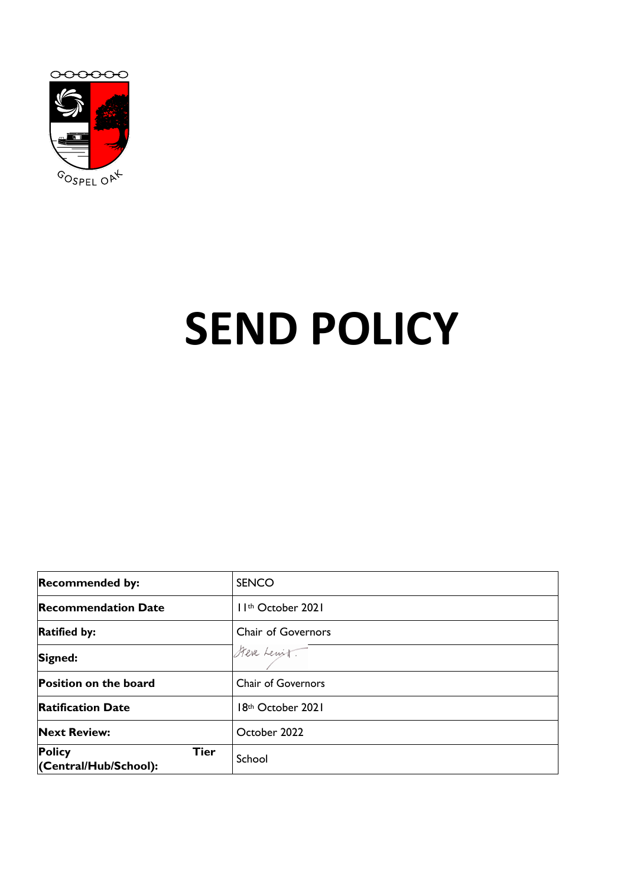GOSPEL OAK

# SEND POLICY

| Recommended by: | SENCO |
|---|---|
| Recommendation Date | 11th October 2021 |
| Ratified by: | Chair of Governors |
| Signed: | Steve Lewis |
| Position on the board | Chair of Governors |
| Ratification Date | 18th October 2021 |
| Next Review: | October 2022 |
| Policy Tier (Central/Hub/School): | School |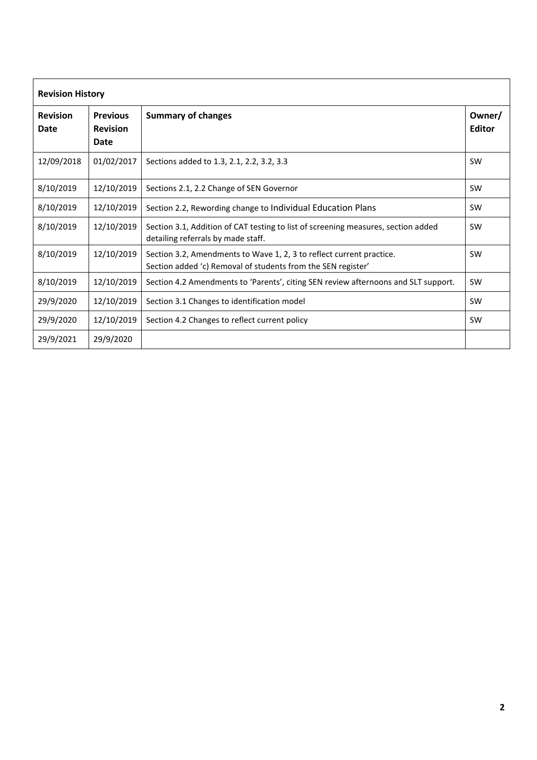| Revision History | | | |
|---|---|---|---|
| **Revision Date** | **Previous Revision Date** | **Summary of changes** | **Owner/ Editor** |
| 12/09/2018 | 01/02/2017 | Sections added to 1.3, 2.1, 2.2, 3.2, 3.3 | SW |
| 8/10/2019 | 12/10/2019 | Sections 2.1, 2.2 Change of SEN Governor | SW |
| 8/10/2019 | 12/10/2019 | Section 2.2, Rewording change to Individual Education Plans | SW |
| 8/10/2019 | 12/10/2019 | Section 3.1, Addition of CAT testing to list of screening measures, section added detailing referrals by made staff. | SW |
| 8/10/2019 | 12/10/2019 | Section 3.2, Amendments to Wave 1, 2, 3 to reflect current practice. Section added 'c) Removal of students from the SEN register' | SW |
| 8/10/2019 | 12/10/2019 | Section 4.2 Amendments to 'Parents', citing SEN review afternoons and SLT support. | SW |
| 29/9/2020 | 12/10/2019 | Section 3.1 Changes to identification model | SW |
| 29/9/2020 | 12/10/2019 | Section 4.2 Changes to reflect current policy | SW |
| 29/9/2021 | 29/9/2020 | | |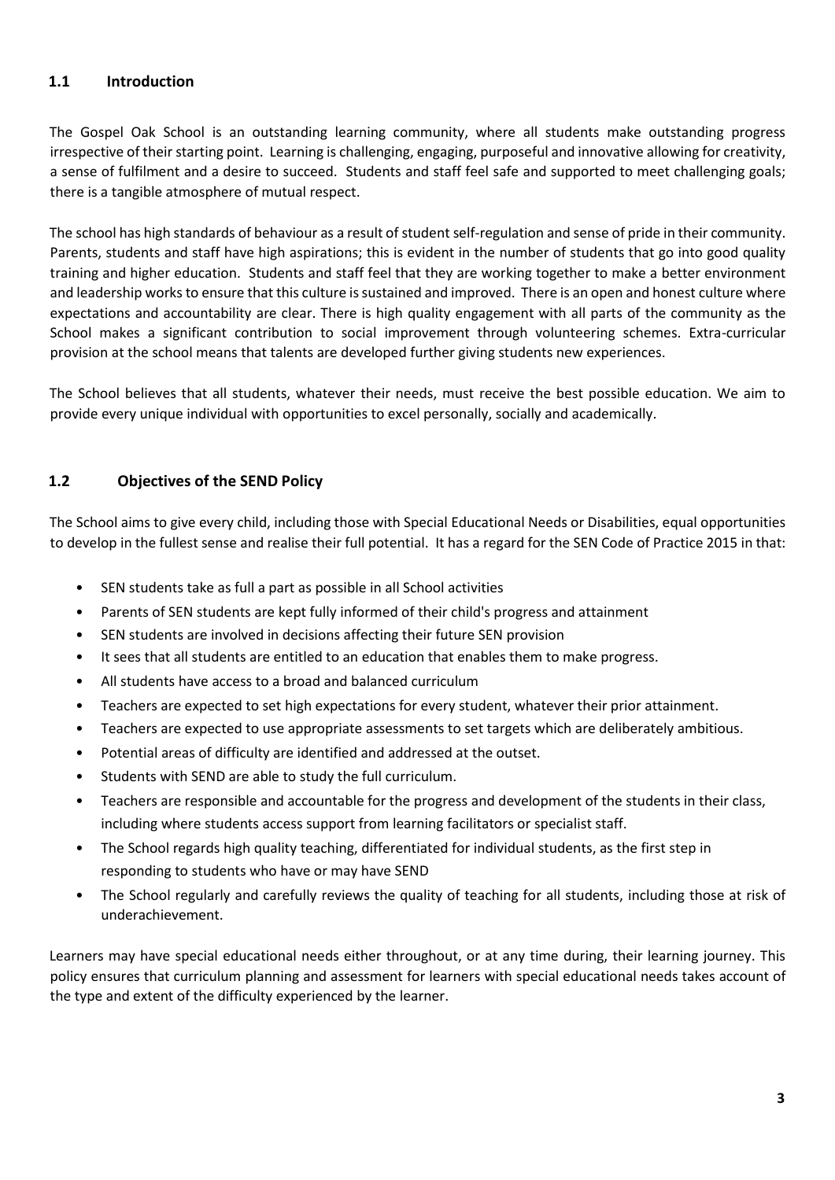## 1.1 Introduction

The Gospel Oak School is an outstanding learning community, where all students make outstanding progress irrespective of their starting point. Learning is challenging, engaging, purposeful and innovative allowing for creativity, a sense of fulfilment and a desire to succeed. Students and staff feel safe and supported to meet challenging goals; there is a tangible atmosphere of mutual respect.

The school has high standards of behaviour as a result of student self-regulation and sense of pride in their community. Parents, students and staff have high aspirations; this is evident in the number of students that go into good quality training and higher education. Students and staff feel that they are working together to make a better environment and leadership works to ensure that this culture is sustained and improved. There is an open and honest culture where expectations and accountability are clear. There is high quality engagement with all parts of the community as the School makes a significant contribution to social improvement through volunteering schemes. Extra-curricular provision at the school means that talents are developed further giving students new experiences.

The School believes that all students, whatever their needs, must receive the best possible education. We aim to provide every unique individual with opportunities to excel personally, socially and academically.

## 1.2 Objectives of the SEND Policy

The School aims to give every child, including those with Special Educational Needs or Disabilities, equal opportunities to develop in the fullest sense and realise their full potential. It has a regard for the SEN Code of Practice 2015 in that:

- SEN students take as full a part as possible in all School activities
- Parents of SEN students are kept fully informed of their child's progress and attainment
- SEN students are involved in decisions affecting their future SEN provision
- It sees that all students are entitled to an education that enables them to make progress.
- All students have access to a broad and balanced curriculum
- Teachers are expected to set high expectations for every student, whatever their prior attainment.
- Teachers are expected to use appropriate assessments to set targets which are deliberately ambitious.
- Potential areas of difficulty are identified and addressed at the outset.
- Students with SEND are able to study the full curriculum.
- Teachers are responsible and accountable for the progress and development of the students in their class, including where students access support from learning facilitators or specialist staff.
- The School regards high quality teaching, differentiated for individual students, as the first step in responding to students who have or may have SEND
- The School regularly and carefully reviews the quality of teaching for all students, including those at risk of underachievement.

Learners may have special educational needs either throughout, or at any time during, their learning journey. This policy ensures that curriculum planning and assessment for learners with special educational needs takes account of the type and extent of the difficulty experienced by the learner.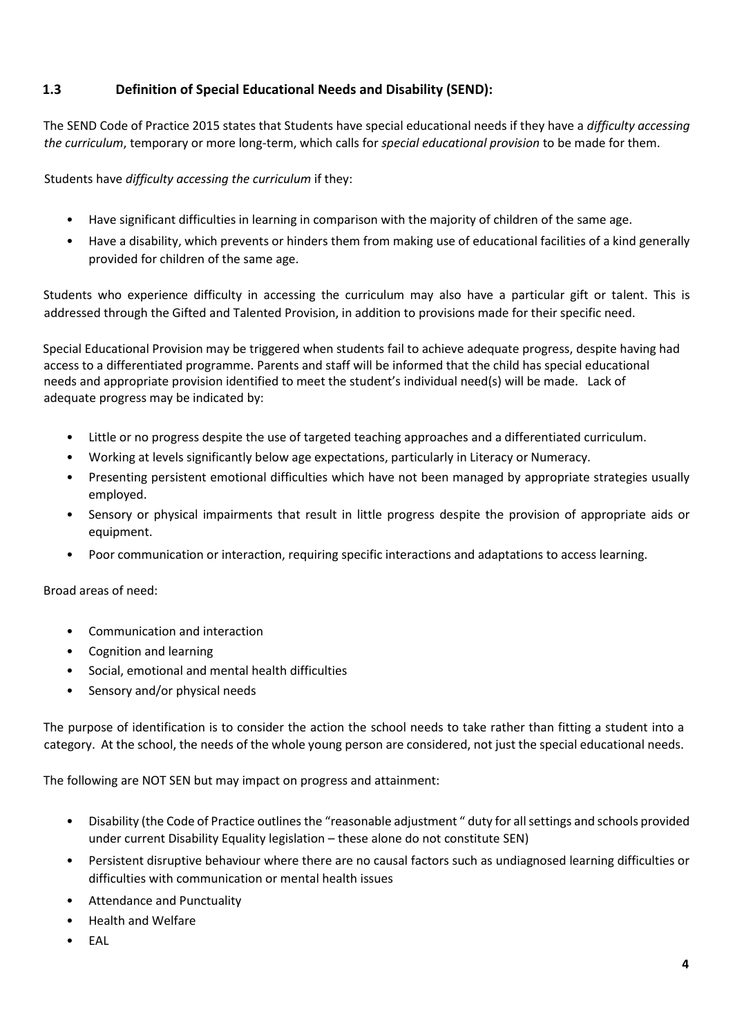### 1.3 Definition of Special Educational Needs and Disability (SEND):

The SEND Code of Practice 2015 states that Students have special educational needs if they have a *difficulty accessing the curriculum*, temporary or more long-term, which calls for *special educational provision* to be made for them.

Students have *difficulty accessing the curriculum* if they:

- Have significant difficulties in learning in comparison with the majority of children of the same age.
- Have a disability, which prevents or hinders them from making use of educational facilities of a kind generally provided for children of the same age.

Students who experience difficulty in accessing the curriculum may also have a particular gift or talent. This is addressed through the Gifted and Talented Provision, in addition to provisions made for their specific need.

Special Educational Provision may be triggered when students fail to achieve adequate progress, despite having had access to a differentiated programme. Parents and staff will be informed that the child has special educational needs and appropriate provision identified to meet the student's individual need(s) will be made. Lack of adequate progress may be indicated by:

- Little or no progress despite the use of targeted teaching approaches and a differentiated curriculum.
- Working at levels significantly below age expectations, particularly in Literacy or Numeracy.
- Presenting persistent emotional difficulties which have not been managed by appropriate strategies usually employed.
- Sensory or physical impairments that result in little progress despite the provision of appropriate aids or equipment.
- Poor communication or interaction, requiring specific interactions and adaptations to access learning.

Broad areas of need:

- Communication and interaction
- Cognition and learning
- Social, emotional and mental health difficulties
- Sensory and/or physical needs

The purpose of identification is to consider the action the school needs to take rather than fitting a student into a category. At the school, the needs of the whole young person are considered, not just the special educational needs.

The following are NOT SEN but may impact on progress and attainment:

- Disability (the Code of Practice outlines the "reasonable adjustment " duty for all settings and schools provided under current Disability Equality legislation – these alone do not constitute SEN)
- Persistent disruptive behaviour where there are no causal factors such as undiagnosed learning difficulties or difficulties with communication or mental health issues
- Attendance and Punctuality
- Health and Welfare
- EAL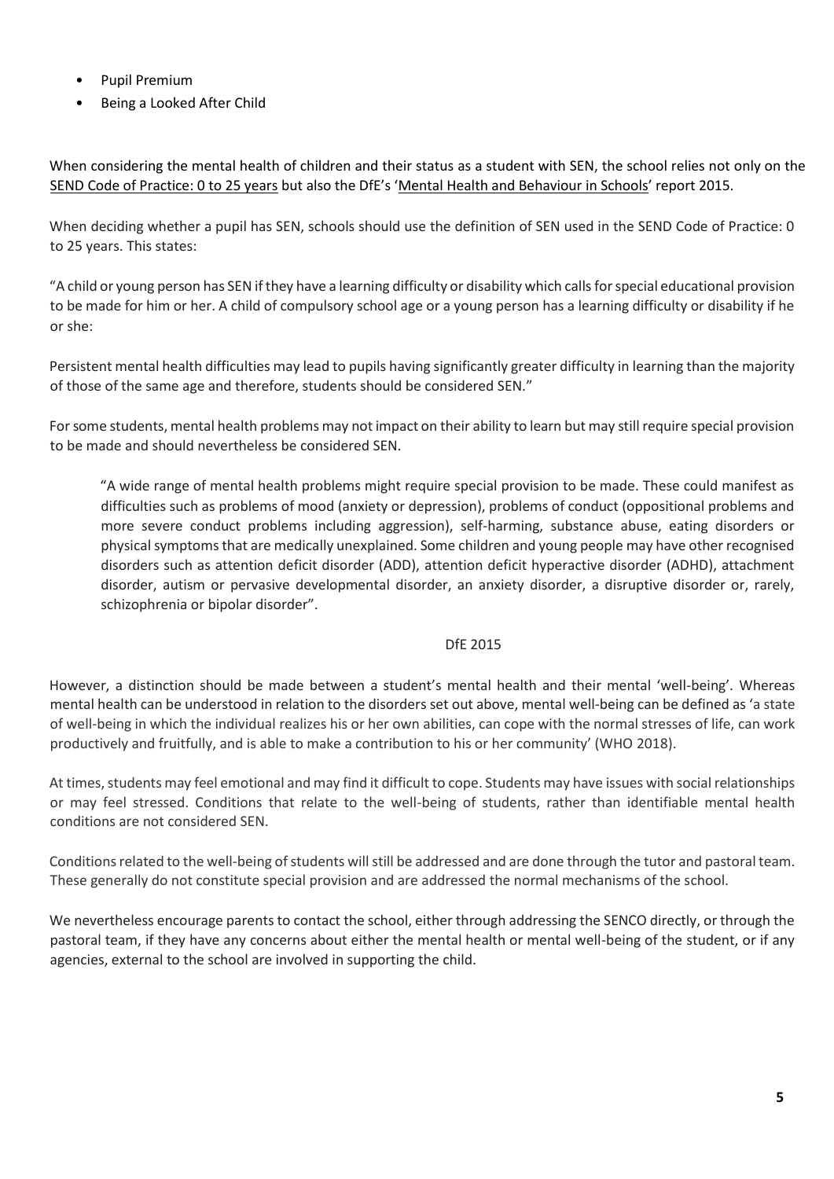- Pupil Premium
- Being a Looked After Child

When considering the mental health of children and their status as a student with SEN, the school relies not only on the SEND Code of Practice: 0 to 25 years but also the DfE's 'Mental Health and Behaviour in Schools' report 2015.

When deciding whether a pupil has SEN, schools should use the definition of SEN used in the SEND Code of Practice: 0 to 25 years. This states:

"A child or young person has SEN if they have a learning difficulty or disability which calls for special educational provision to be made for him or her. A child of compulsory school age or a young person has a learning difficulty or disability if he or she:

Persistent mental health difficulties may lead to pupils having significantly greater difficulty in learning than the majority of those of the same age and therefore, students should be considered SEN."

For some students, mental health problems may not impact on their ability to learn but may still require special provision to be made and should nevertheless be considered SEN.

> "A wide range of mental health problems might require special provision to be made. These could manifest as difficulties such as problems of mood (anxiety or depression), problems of conduct (oppositional problems and more severe conduct problems including aggression), self-harming, substance abuse, eating disorders or physical symptoms that are medically unexplained. Some children and young people may have other recognised disorders such as attention deficit disorder (ADD), attention deficit hyperactive disorder (ADHD), attachment disorder, autism or pervasive developmental disorder, an anxiety disorder, a disruptive disorder or, rarely, schizophrenia or bipolar disorder".
>
> DfE 2015

However, a distinction should be made between a student's mental health and their mental 'well-being'. Whereas mental health can be understood in relation to the disorders set out above, mental well-being can be defined as 'a state of well-being in which the individual realizes his or her own abilities, can cope with the normal stresses of life, can work productively and fruitfully, and is able to make a contribution to his or her community' (WHO 2018).

At times, students may feel emotional and may find it difficult to cope. Students may have issues with social relationships or may feel stressed. Conditions that relate to the well-being of students, rather than identifiable mental health conditions are not considered SEN.

Conditions related to the well-being of students will still be addressed and are done through the tutor and pastoral team. These generally do not constitute special provision and are addressed the normal mechanisms of the school.

We nevertheless encourage parents to contact the school, either through addressing the SENCO directly, or through the pastoral team, if they have any concerns about either the mental health or mental well-being of the student, or if any agencies, external to the school are involved in supporting the child.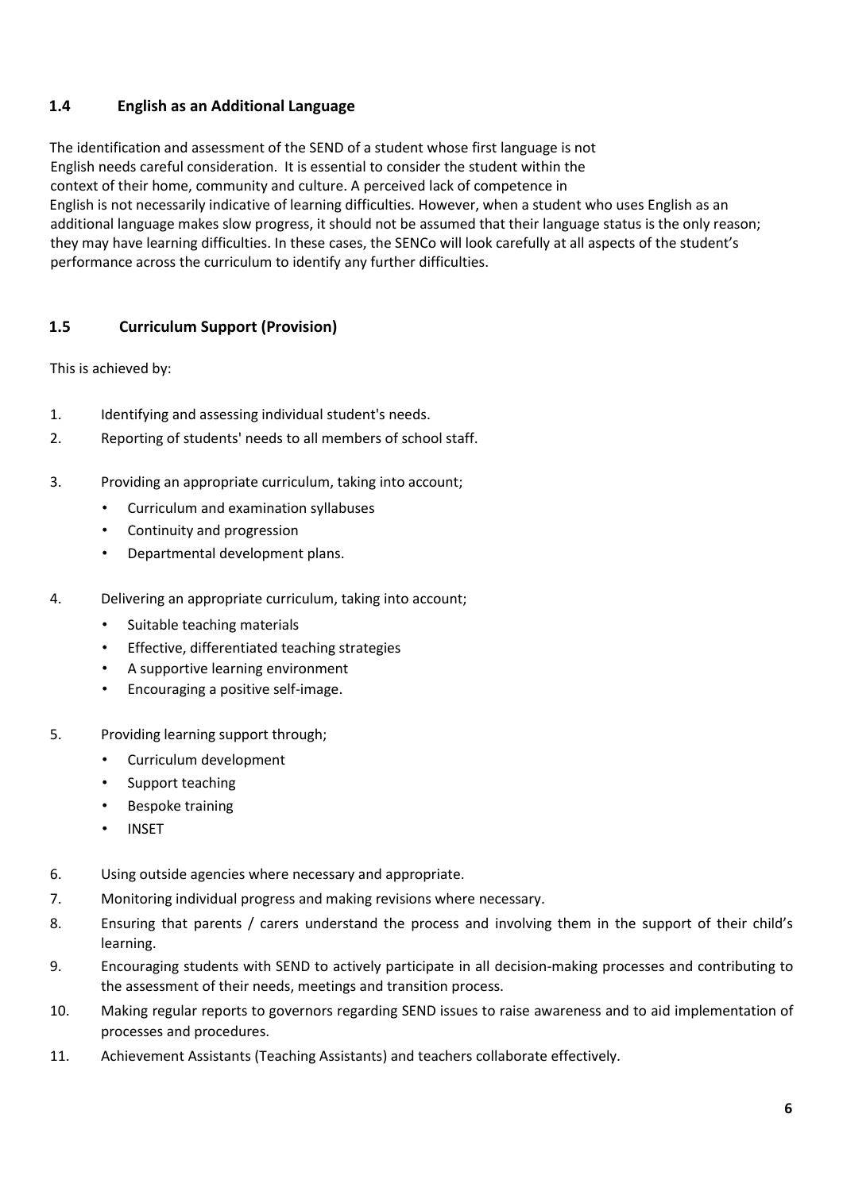### 1.4 English as an Additional Language

The identification and assessment of the SEND of a student whose first language is not English needs careful consideration. It is essential to consider the student within the context of their home, community and culture. A perceived lack of competence in English is not necessarily indicative of learning difficulties. However, when a student who uses English as an additional language makes slow progress, it should not be assumed that their language status is the only reason; they may have learning difficulties. In these cases, the SENCo will look carefully at all aspects of the student's performance across the curriculum to identify any further difficulties.

### 1.5 Curriculum Support (Provision)

This is achieved by:

1. Identifying and assessing individual student's needs.
2. Reporting of students' needs to all members of school staff.
3. Providing an appropriate curriculum, taking into account;
   - Curriculum and examination syllabuses
   - Continuity and progression
   - Departmental development plans.
4. Delivering an appropriate curriculum, taking into account;
   - Suitable teaching materials
   - Effective, differentiated teaching strategies
   - A supportive learning environment
   - Encouraging a positive self-image.
5. Providing learning support through;
   - Curriculum development
   - Support teaching
   - Bespoke training
   - INSET
6. Using outside agencies where necessary and appropriate.
7. Monitoring individual progress and making revisions where necessary.
8. Ensuring that parents / carers understand the process and involving them in the support of their child's learning.
9. Encouraging students with SEND to actively participate in all decision-making processes and contributing to the assessment of their needs, meetings and transition process.
10. Making regular reports to governors regarding SEND issues to raise awareness and to aid implementation of processes and procedures.
11. Achievement Assistants (Teaching Assistants) and teachers collaborate effectively.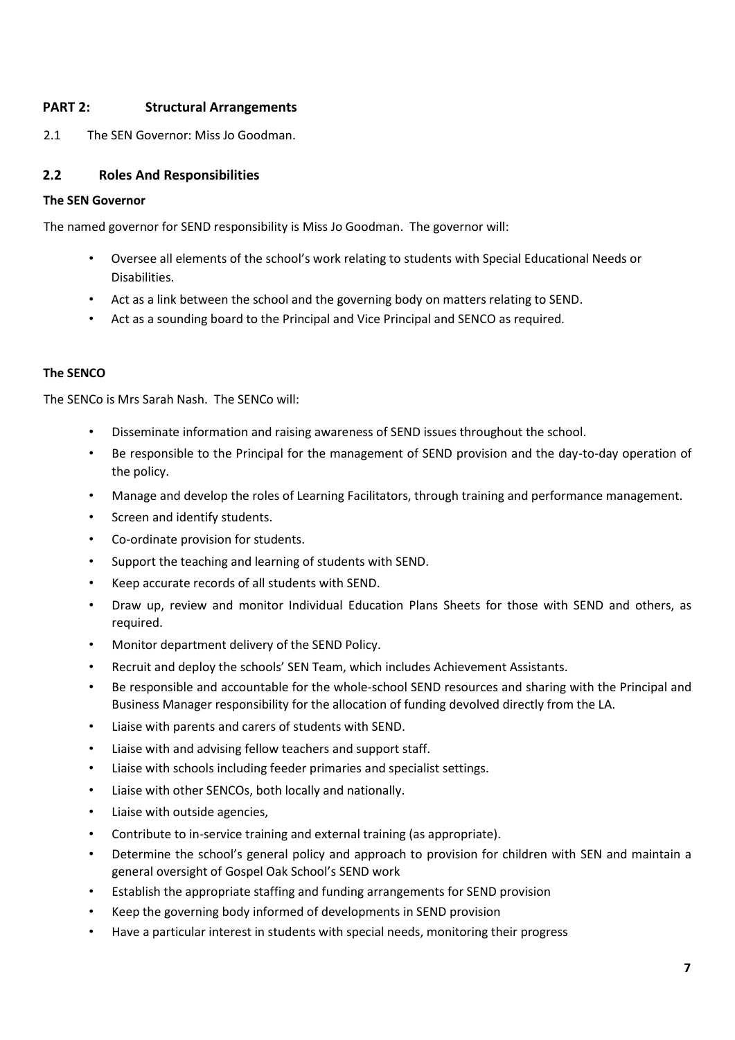## PART 2: Structural Arrangements

2.1 The SEN Governor: Miss Jo Goodman.

### 2.2 Roles And Responsibilities

**The SEN Governor**

The named governor for SEND responsibility is Miss Jo Goodman. The governor will:

- Oversee all elements of the school's work relating to students with Special Educational Needs or Disabilities.
- Act as a link between the school and the governing body on matters relating to SEND.
- Act as a sounding board to the Principal and Vice Principal and SENCO as required.

**The SENCO**

The SENCo is Mrs Sarah Nash. The SENCo will:

- Disseminate information and raising awareness of SEND issues throughout the school.
- Be responsible to the Principal for the management of SEND provision and the day-to-day operation of the policy.
- Manage and develop the roles of Learning Facilitators, through training and performance management.
- Screen and identify students.
- Co-ordinate provision for students.
- Support the teaching and learning of students with SEND.
- Keep accurate records of all students with SEND.
- Draw up, review and monitor Individual Education Plans Sheets for those with SEND and others, as required.
- Monitor department delivery of the SEND Policy.
- Recruit and deploy the schools' SEN Team, which includes Achievement Assistants.
- Be responsible and accountable for the whole-school SEND resources and sharing with the Principal and Business Manager responsibility for the allocation of funding devolved directly from the LA.
- Liaise with parents and carers of students with SEND.
- Liaise with and advising fellow teachers and support staff.
- Liaise with schools including feeder primaries and specialist settings.
- Liaise with other SENCOs, both locally and nationally.
- Liaise with outside agencies,
- Contribute to in-service training and external training (as appropriate).
- Determine the school's general policy and approach to provision for children with SEN and maintain a general oversight of Gospel Oak School's SEND work
- Establish the appropriate staffing and funding arrangements for SEND provision
- Keep the governing body informed of developments in SEND provision
- Have a particular interest in students with special needs, monitoring their progress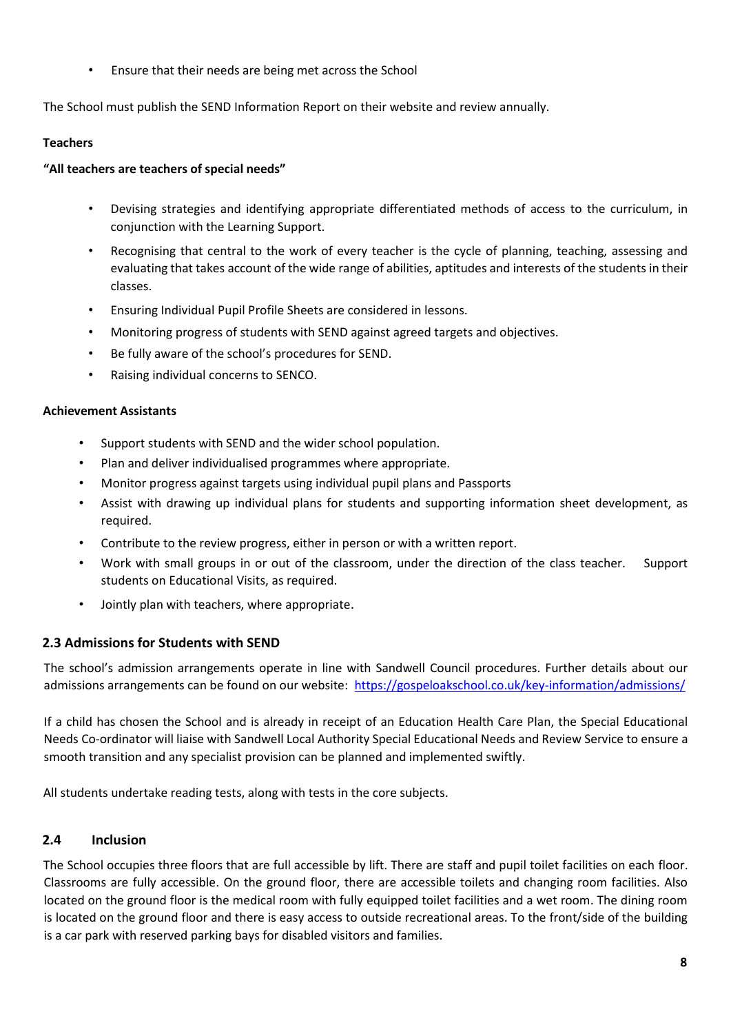- Ensure that their needs are being met across the School

The School must publish the SEND Information Report on their website and review annually.

**Teachers**

**"All teachers are teachers of special needs"**

- Devising strategies and identifying appropriate differentiated methods of access to the curriculum, in conjunction with the Learning Support.
- Recognising that central to the work of every teacher is the cycle of planning, teaching, assessing and evaluating that takes account of the wide range of abilities, aptitudes and interests of the students in their classes.
- Ensuring Individual Pupil Profile Sheets are considered in lessons.
- Monitoring progress of students with SEND against agreed targets and objectives.
- Be fully aware of the school's procedures for SEND.
- Raising individual concerns to SENCO.

**Achievement Assistants**

- Support students with SEND and the wider school population.
- Plan and deliver individualised programmes where appropriate.
- Monitor progress against targets using individual pupil plans and Passports
- Assist with drawing up individual plans for students and supporting information sheet development, as required.
- Contribute to the review progress, either in person or with a written report.
- Work with small groups in or out of the classroom, under the direction of the class teacher. Support students on Educational Visits, as required.
- Jointly plan with teachers, where appropriate.

## 2.3 Admissions for Students with SEND

The school's admission arrangements operate in line with Sandwell Council procedures. Further details about our admissions arrangements can be found on our website: https://gospeloakschool.co.uk/key-information/admissions/

If a child has chosen the School and is already in receipt of an Education Health Care Plan, the Special Educational Needs Co-ordinator will liaise with Sandwell Local Authority Special Educational Needs and Review Service to ensure a smooth transition and any specialist provision can be planned and implemented swiftly.

All students undertake reading tests, along with tests in the core subjects.

## 2.4 Inclusion

The School occupies three floors that are full accessible by lift. There are staff and pupil toilet facilities on each floor. Classrooms are fully accessible. On the ground floor, there are accessible toilets and changing room facilities. Also located on the ground floor is the medical room with fully equipped toilet facilities and a wet room. The dining room is located on the ground floor and there is easy access to outside recreational areas. To the front/side of the building is a car park with reserved parking bays for disabled visitors and families.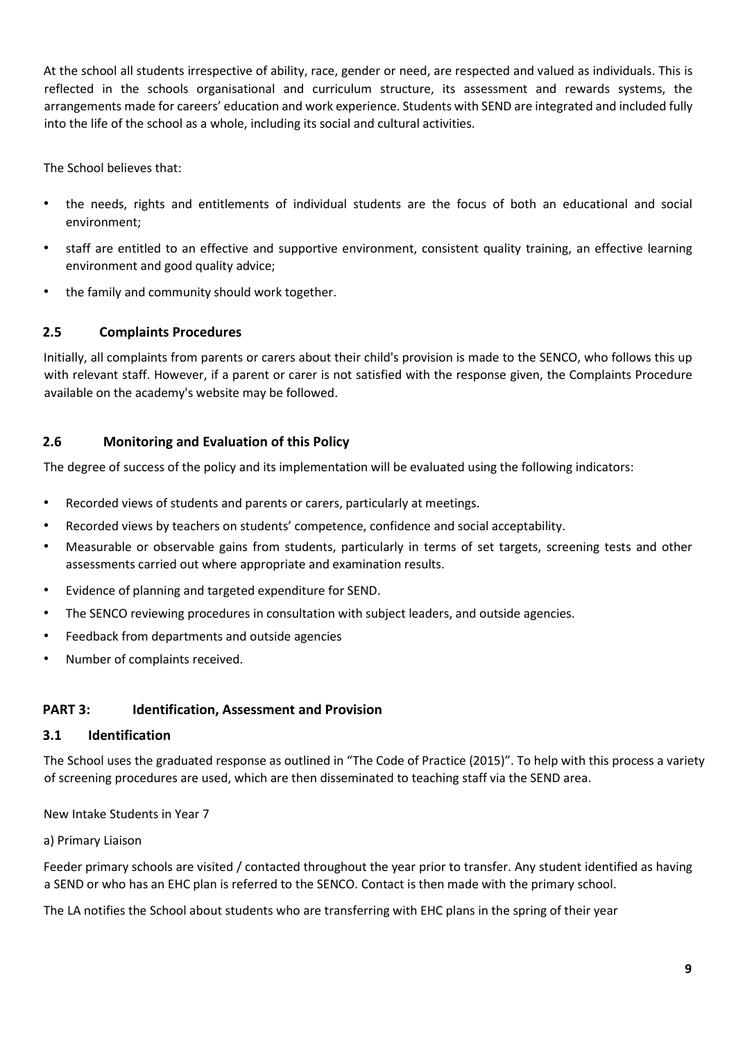At the school all students irrespective of ability, race, gender or need, are respected and valued as individuals. This is reflected in the schools organisational and curriculum structure, its assessment and rewards systems, the arrangements made for careers' education and work experience. Students with SEND are integrated and included fully into the life of the school as a whole, including its social and cultural activities.

The School believes that:

- the needs, rights and entitlements of individual students are the focus of both an educational and social environment;
- staff are entitled to an effective and supportive environment, consistent quality training, an effective learning environment and good quality advice;
- the family and community should work together.

### 2.5 Complaints Procedures

Initially, all complaints from parents or carers about their child's provision is made to the SENCO, who follows this up with relevant staff. However, if a parent or carer is not satisfied with the response given, the Complaints Procedure available on the academy's website may be followed.

### 2.6 Monitoring and Evaluation of this Policy

The degree of success of the policy and its implementation will be evaluated using the following indicators:

- Recorded views of students and parents or carers, particularly at meetings.
- Recorded views by teachers on students' competence, confidence and social acceptability.
- Measurable or observable gains from students, particularly in terms of set targets, screening tests and other assessments carried out where appropriate and examination results.
- Evidence of planning and targeted expenditure for SEND.
- The SENCO reviewing procedures in consultation with subject leaders, and outside agencies.
- Feedback from departments and outside agencies
- Number of complaints received.

## PART 3: Identification, Assessment and Provision

### 3.1 Identification

The School uses the graduated response as outlined in "The Code of Practice (2015)". To help with this process a variety of screening procedures are used, which are then disseminated to teaching staff via the SEND area.

New Intake Students in Year 7

a) Primary Liaison

Feeder primary schools are visited / contacted throughout the year prior to transfer. Any student identified as having a SEND or who has an EHC plan is referred to the SENCO. Contact is then made with the primary school.

The LA notifies the School about students who are transferring with EHC plans in the spring of their year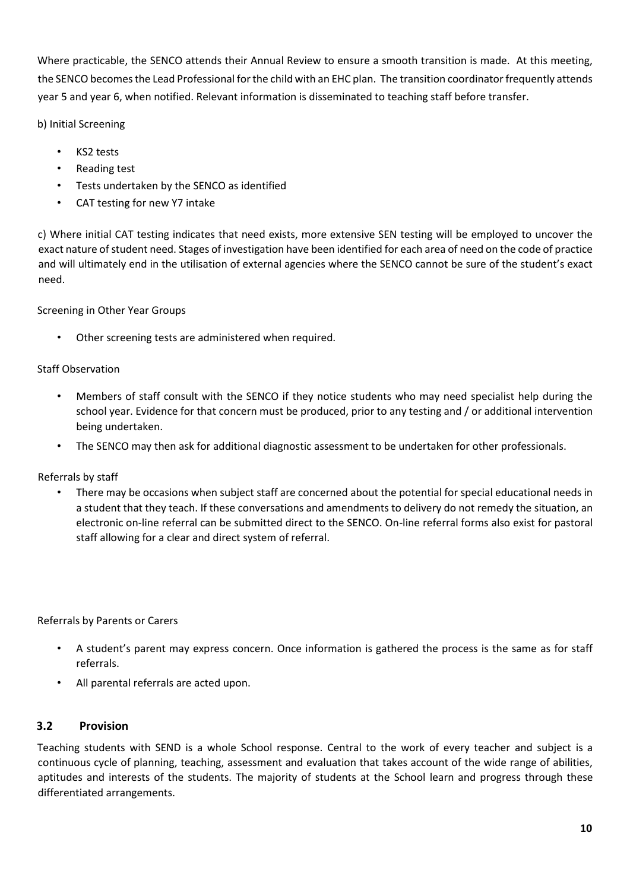Where practicable, the SENCO attends their Annual Review to ensure a smooth transition is made. At this meeting, the SENCO becomes the Lead Professional for the child with an EHC plan. The transition coordinator frequently attends year 5 and year 6, when notified. Relevant information is disseminated to teaching staff before transfer.

b) Initial Screening

- KS2 tests
- Reading test
- Tests undertaken by the SENCO as identified
- CAT testing for new Y7 intake

c) Where initial CAT testing indicates that need exists, more extensive SEN testing will be employed to uncover the exact nature of student need. Stages of investigation have been identified for each area of need on the code of practice and will ultimately end in the utilisation of external agencies where the SENCO cannot be sure of the student's exact need.

Screening in Other Year Groups

- Other screening tests are administered when required.

Staff Observation

- Members of staff consult with the SENCO if they notice students who may need specialist help during the school year. Evidence for that concern must be produced, prior to any testing and / or additional intervention being undertaken.
- The SENCO may then ask for additional diagnostic assessment to be undertaken for other professionals.

Referrals by staff

- There may be occasions when subject staff are concerned about the potential for special educational needs in a student that they teach. If these conversations and amendments to delivery do not remedy the situation, an electronic on-line referral can be submitted direct to the SENCO. On-line referral forms also exist for pastoral staff allowing for a clear and direct system of referral.

Referrals by Parents or Carers

- A student's parent may express concern. Once information is gathered the process is the same as for staff referrals.
- All parental referrals are acted upon.

### 3.2 Provision

Teaching students with SEND is a whole School response. Central to the work of every teacher and subject is a continuous cycle of planning, teaching, assessment and evaluation that takes account of the wide range of abilities, aptitudes and interests of the students. The majority of students at the School learn and progress through these differentiated arrangements.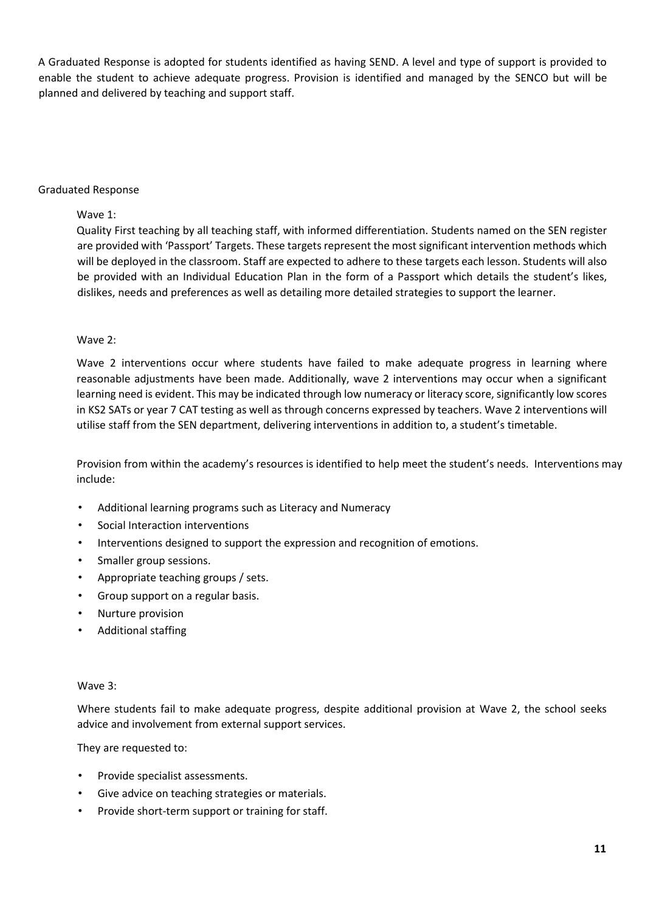A Graduated Response is adopted for students identified as having SEND. A level and type of support is provided to enable the student to achieve adequate progress. Provision is identified and managed by the SENCO but will be planned and delivered by teaching and support staff.

## Graduated Response

### Wave 1:

Quality First teaching by all teaching staff, with informed differentiation. Students named on the SEN register are provided with 'Passport' Targets. These targets represent the most significant intervention methods which will be deployed in the classroom. Staff are expected to adhere to these targets each lesson. Students will also be provided with an Individual Education Plan in the form of a Passport which details the student's likes, dislikes, needs and preferences as well as detailing more detailed strategies to support the learner.

### Wave 2:

Wave 2 interventions occur where students have failed to make adequate progress in learning where reasonable adjustments have been made. Additionally, wave 2 interventions may occur when a significant learning need is evident. This may be indicated through low numeracy or literacy score, significantly low scores in KS2 SATs or year 7 CAT testing as well as through concerns expressed by teachers. Wave 2 interventions will utilise staff from the SEN department, delivering interventions in addition to, a student's timetable.

Provision from within the academy's resources is identified to help meet the student's needs. Interventions may include:

- Additional learning programs such as Literacy and Numeracy
- Social Interaction interventions
- Interventions designed to support the expression and recognition of emotions.
- Smaller group sessions.
- Appropriate teaching groups / sets.
- Group support on a regular basis.
- Nurture provision
- Additional staffing

### Wave 3:

Where students fail to make adequate progress, despite additional provision at Wave 2, the school seeks advice and involvement from external support services.

They are requested to:

- Provide specialist assessments.
- Give advice on teaching strategies or materials.
- Provide short-term support or training for staff.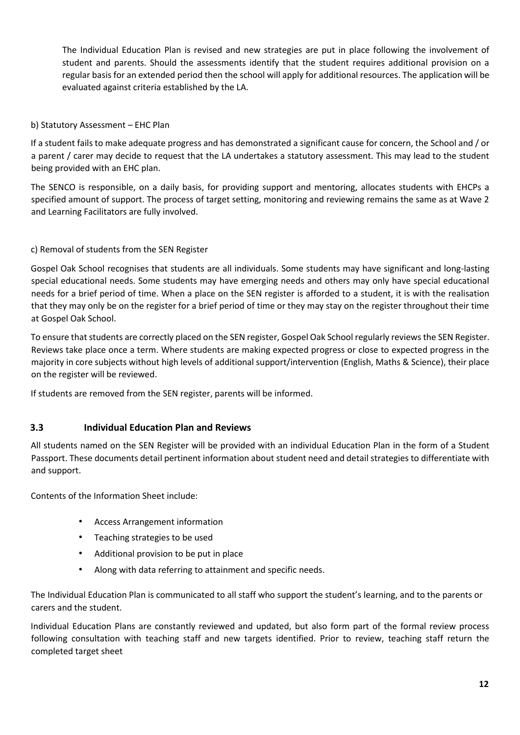The Individual Education Plan is revised and new strategies are put in place following the involvement of student and parents. Should the assessments identify that the student requires additional provision on a regular basis for an extended period then the school will apply for additional resources. The application will be evaluated against criteria established by the LA.

b) Statutory Assessment – EHC Plan

If a student fails to make adequate progress and has demonstrated a significant cause for concern, the School and / or a parent / carer may decide to request that the LA undertakes a statutory assessment. This may lead to the student being provided with an EHC plan.

The SENCO is responsible, on a daily basis, for providing support and mentoring, allocates students with EHCPs a specified amount of support. The process of target setting, monitoring and reviewing remains the same as at Wave 2 and Learning Facilitators are fully involved.

c) Removal of students from the SEN Register

Gospel Oak School recognises that students are all individuals. Some students may have significant and long-lasting special educational needs. Some students may have emerging needs and others may only have special educational needs for a brief period of time. When a place on the SEN register is afforded to a student, it is with the realisation that they may only be on the register for a brief period of time or they may stay on the register throughout their time at Gospel Oak School.

To ensure that students are correctly placed on the SEN register, Gospel Oak School regularly reviews the SEN Register. Reviews take place once a term. Where students are making expected progress or close to expected progress in the majority in core subjects without high levels of additional support/intervention (English, Maths & Science), their place on the register will be reviewed.

If students are removed from the SEN register, parents will be informed.

### 3.3 Individual Education Plan and Reviews

All students named on the SEN Register will be provided with an individual Education Plan in the form of a Student Passport. These documents detail pertinent information about student need and detail strategies to differentiate with and support.

Contents of the Information Sheet include:

- Access Arrangement information
- Teaching strategies to be used
- Additional provision to be put in place
- Along with data referring to attainment and specific needs.

The Individual Education Plan is communicated to all staff who support the student's learning, and to the parents or carers and the student.

Individual Education Plans are constantly reviewed and updated, but also form part of the formal review process following consultation with teaching staff and new targets identified. Prior to review, teaching staff return the completed target sheet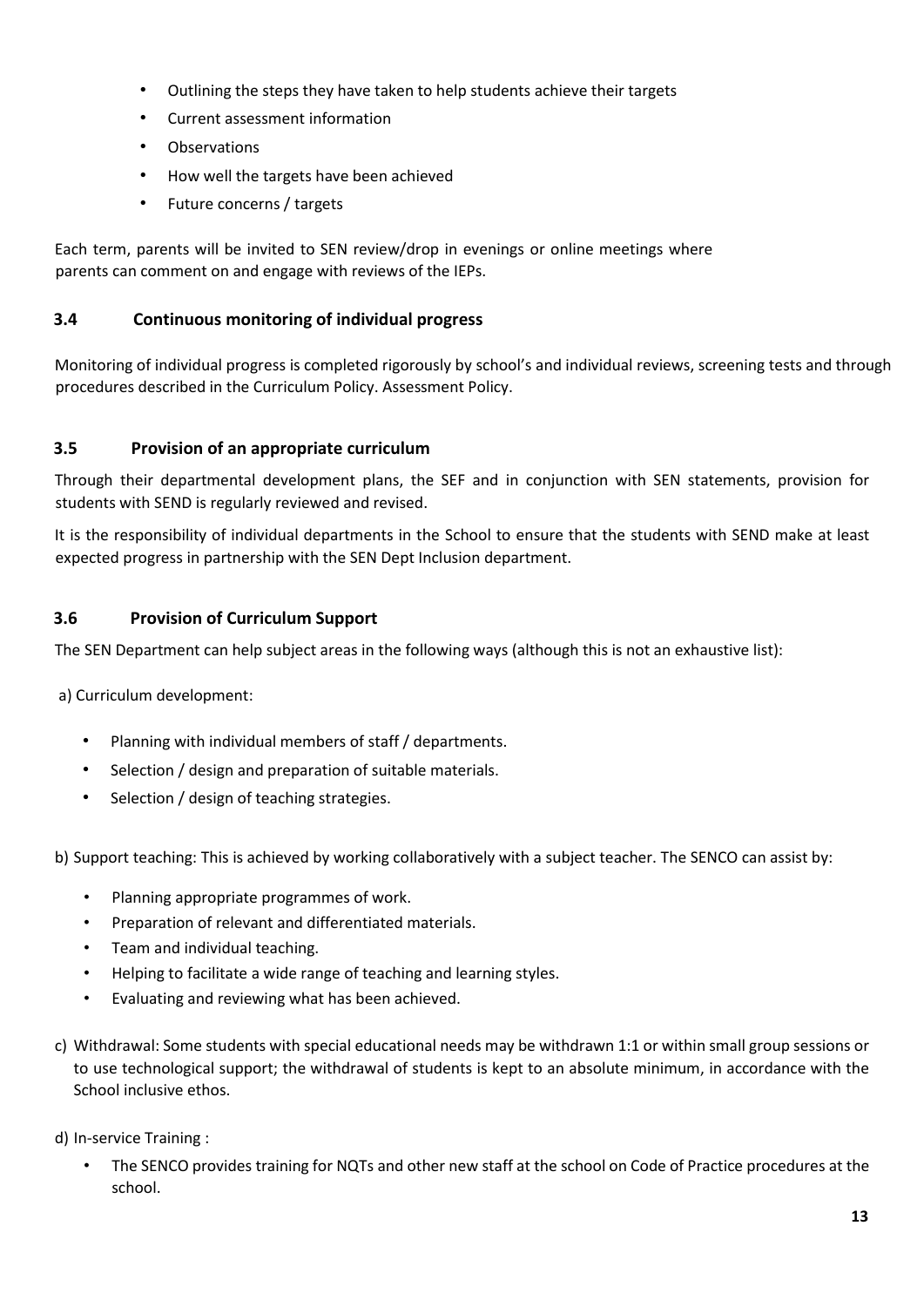- Outlining the steps they have taken to help students achieve their targets
- Current assessment information
- Observations
- How well the targets have been achieved
- Future concerns / targets

Each term, parents will be invited to SEN review/drop in evenings or online meetings where parents can comment on and engage with reviews of the IEPs.

### 3.4 Continuous monitoring of individual progress

Monitoring of individual progress is completed rigorously by school's and individual reviews, screening tests and through procedures described in the Curriculum Policy. Assessment Policy.

### 3.5 Provision of an appropriate curriculum

Through their departmental development plans, the SEF and in conjunction with SEN statements, provision for students with SEND is regularly reviewed and revised.

It is the responsibility of individual departments in the School to ensure that the students with SEND make at least expected progress in partnership with the SEN Dept Inclusion department.

### 3.6 Provision of Curriculum Support

The SEN Department can help subject areas in the following ways (although this is not an exhaustive list):

a) Curriculum development:

- Planning with individual members of staff / departments.
- Selection / design and preparation of suitable materials.
- Selection / design of teaching strategies.

b) Support teaching: This is achieved by working collaboratively with a subject teacher. The SENCO can assist by:

- Planning appropriate programmes of work.
- Preparation of relevant and differentiated materials.
- Team and individual teaching.
- Helping to facilitate a wide range of teaching and learning styles.
- Evaluating and reviewing what has been achieved.

c) Withdrawal: Some students with special educational needs may be withdrawn 1:1 or within small group sessions or to use technological support; the withdrawal of students is kept to an absolute minimum, in accordance with the School inclusive ethos.

d) In-service Training :

- The SENCO provides training for NQTs and other new staff at the school on Code of Practice procedures at the school.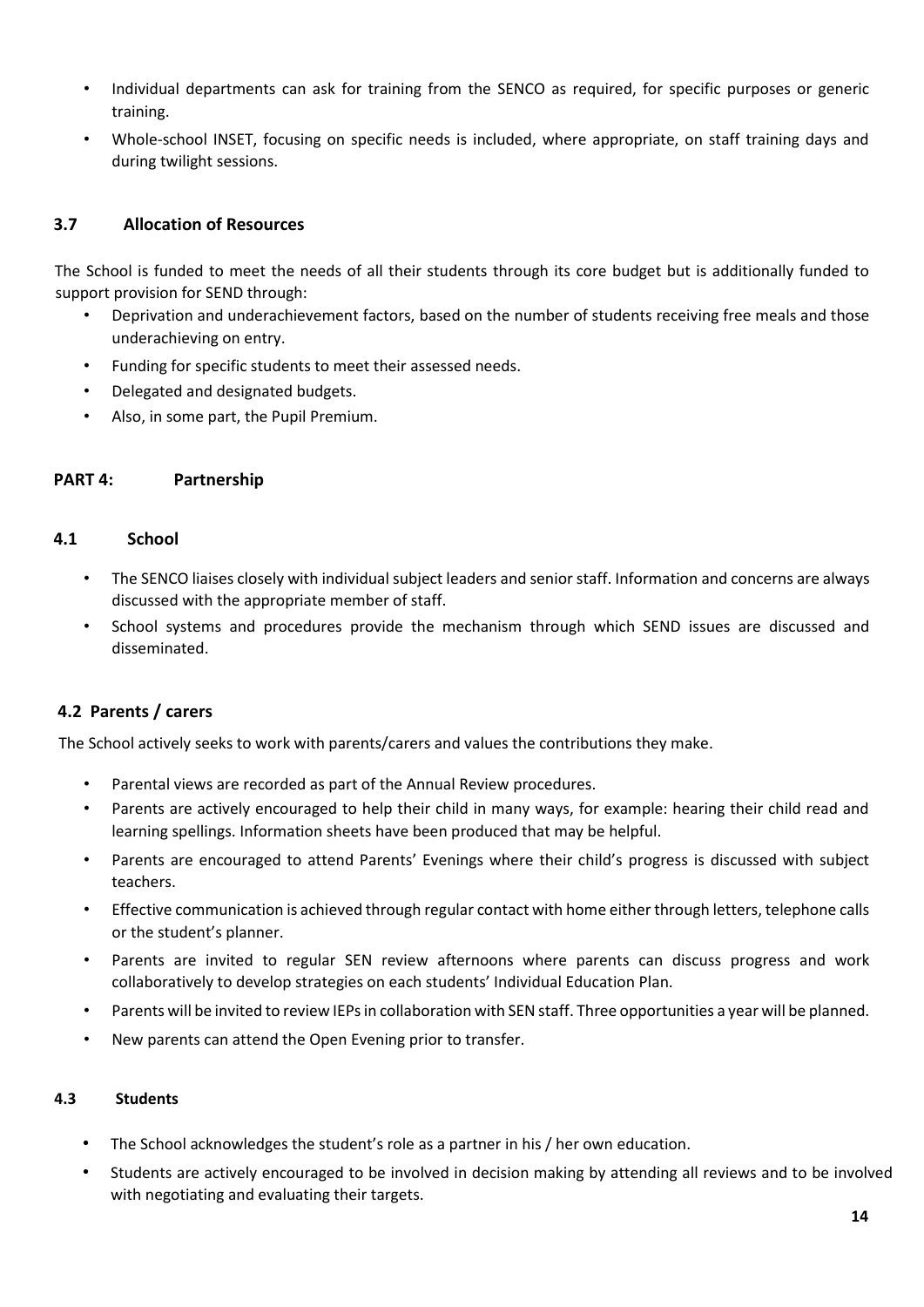- Individual departments can ask for training from the SENCO as required, for specific purposes or generic training.
- Whole-school INSET, focusing on specific needs is included, where appropriate, on staff training days and during twilight sessions.

### 3.7 Allocation of Resources

The School is funded to meet the needs of all their students through its core budget but is additionally funded to support provision for SEND through:

- Deprivation and underachievement factors, based on the number of students receiving free meals and those underachieving on entry.
- Funding for specific students to meet their assessed needs.
- Delegated and designated budgets.
- Also, in some part, the Pupil Premium.

## PART 4: Partnership

### 4.1 School

- The SENCO liaises closely with individual subject leaders and senior staff. Information and concerns are always discussed with the appropriate member of staff.
- School systems and procedures provide the mechanism through which SEND issues are discussed and disseminated.

### 4.2 Parents / carers

The School actively seeks to work with parents/carers and values the contributions they make.

- Parental views are recorded as part of the Annual Review procedures.
- Parents are actively encouraged to help their child in many ways, for example: hearing their child read and learning spellings. Information sheets have been produced that may be helpful.
- Parents are encouraged to attend Parents' Evenings where their child's progress is discussed with subject teachers.
- Effective communication is achieved through regular contact with home either through letters, telephone calls or the student's planner.
- Parents are invited to regular SEN review afternoons where parents can discuss progress and work collaboratively to develop strategies on each students' Individual Education Plan.
- Parents will be invited to review IEPs in collaboration with SEN staff. Three opportunities a year will be planned.
- New parents can attend the Open Evening prior to transfer.

### 4.3 Students

- The School acknowledges the student's role as a partner in his / her own education.
- Students are actively encouraged to be involved in decision making by attending all reviews and to be involved with negotiating and evaluating their targets.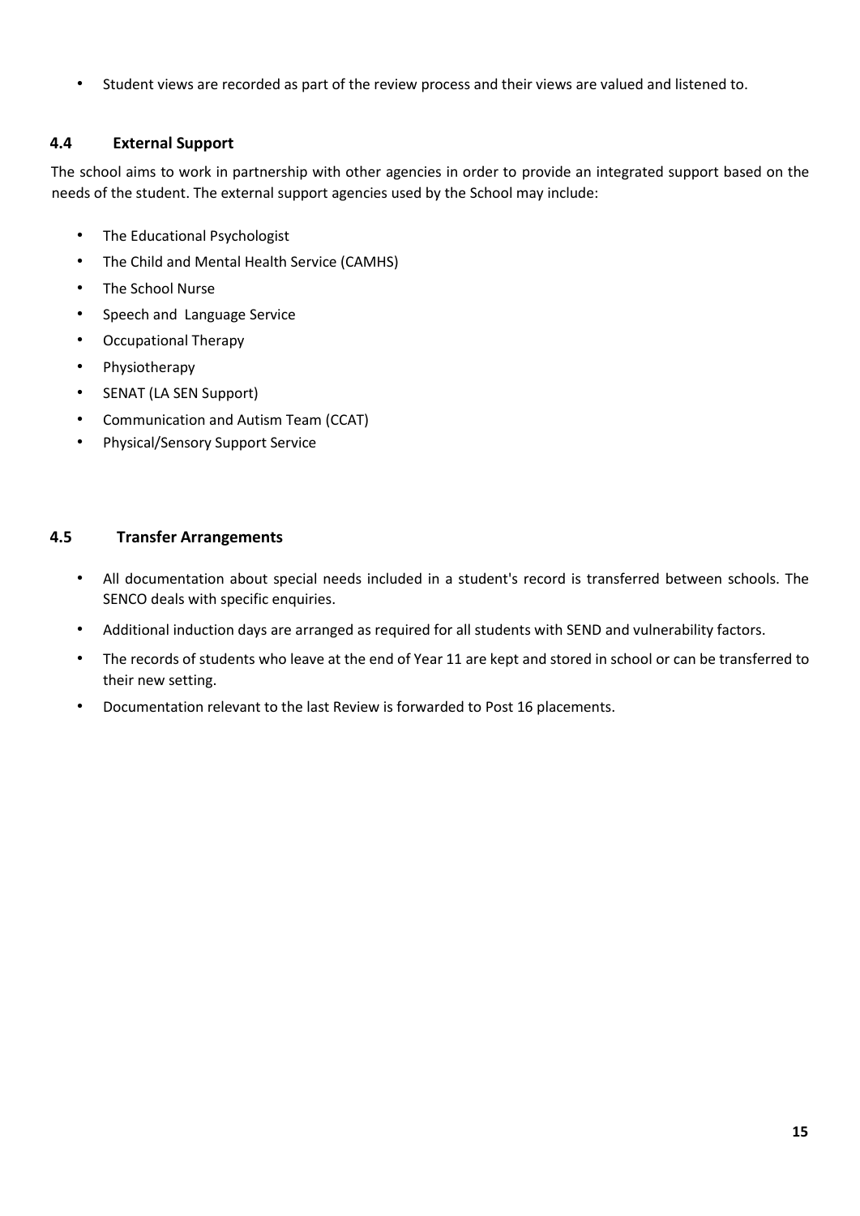- Student views are recorded as part of the review process and their views are valued and listened to.

### 4.4 External Support

The school aims to work in partnership with other agencies in order to provide an integrated support based on the needs of the student. The external support agencies used by the School may include:

- The Educational Psychologist
- The Child and Mental Health Service (CAMHS)
- The School Nurse
- Speech and Language Service
- Occupational Therapy
- Physiotherapy
- SENAT (LA SEN Support)
- Communication and Autism Team (CCAT)
- Physical/Sensory Support Service

### 4.5 Transfer Arrangements

- All documentation about special needs included in a student's record is transferred between schools. The SENCO deals with specific enquiries.
- Additional induction days are arranged as required for all students with SEND and vulnerability factors.
- The records of students who leave at the end of Year 11 are kept and stored in school or can be transferred to their new setting.
- Documentation relevant to the last Review is forwarded to Post 16 placements.